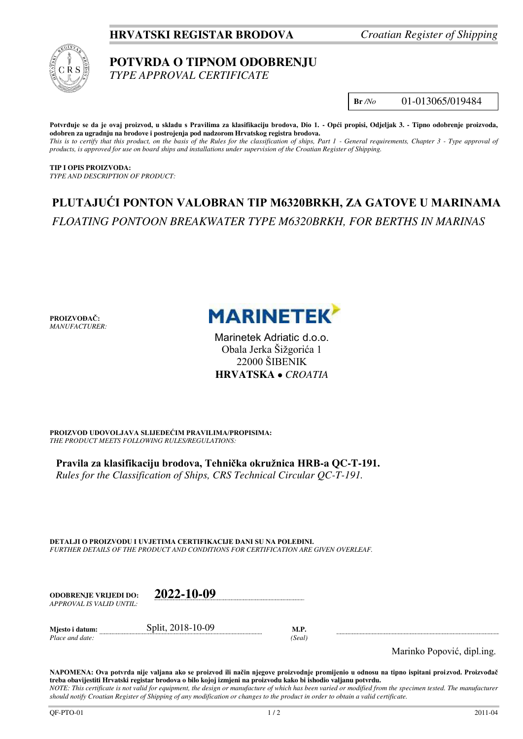**HRVATSKI REGISTAR BRODOVA** *Croatian Register of Shipping*

# POTVRDA O TIPNOM ODOBRENJU
*TYPE APPROVAL CERTIFICATE*

**Br** */No* 01-013065/019484

**Potvrđuje se da je ovaj proizvod, u skladu s Pravilima za klasifikaciju brodova, Dio 1. - Opći propisi, Odjeljak 3. - Tipno odobrenje proizvoda, odobren za ugradnju na brodove i postrojenja pod nadzorom Hrvatskog registra brodova.**
*This is to certify that this product, on the basis of the Rules for the classification of ships, Part 1 - General requirements, Chapter 3 - Type approval of products, is approved for use on board ships and installations under supervision of the Croatian Register of Shipping.*

**TIP I OPIS PROIZVODA:**
*TYPE AND DESCRIPTION OF PRODUCT:*

## PLUTAJUĆI PONTON VALOBRAN TIP M6320BRKH, ZA GATOVE U MARINAMA
*FLOATING PONTOON BREAKWATER TYPE M6320BRKH, FOR BERTHS IN MARINAS*

**PROIZVOĐAČ:**
*MANUFACTURER:*

MARINETEK
Marinetek Adriatic d.o.o.
Obala Jerka Šižgorića 1
22000 ŠIBENIK
**HRVATSKA** • *CROATIA*

**PROIZVOD UDOVOLJAVA SLIJEDEĆIM PRAVILIMA/PROPISIMA:**
*THE PRODUCT MEETS FOLLOWING RULES/REGULATIONS:*

**Pravila za klasifikaciju brodova, Tehnička okružnica HRB-a QC-T-191.**
*Rules for the Classification of Ships, CRS Technical Circular QC-T-191.*

**DETALJI O PROIZVODU I UVJETIMA CERTIFIKACIJE DANI SU NA POLEĐINI.**
*FURTHER DETAILS OF THE PRODUCT AND CONDITIONS FOR CERTIFICATION ARE GIVEN OVERLEAF.*

**ODOBRENJE VRIJEDI DO:** *APPROVAL IS VALID UNTIL:* **2022-10-09**

**Mjesto i datum:** *Place and date:* Split, 2018-10-09 **M.P.** *(Seal)*

Marinko Popović, dipl.ing.

**NAPOMENA: Ova potvrda nije valjana ako se proizvod ili način njegove proizvodnje promijenio u odnosu na tipno ispitani proizvod. Proizvođač treba obavijestiti Hrvatski registar brodova o bilo kojoj izmjeni na proizvodu kako bi ishodio valjanu potvrdu.**
*NOTE: This certificate is not valid for equipment, the design or manufacture of which has been varied or modified from the specimen tested. The manufacturer should notify Croatian Register of Shipping of any modification or changes to the product in order to obtain a valid certificate.*

QF-PTO-01 2011-04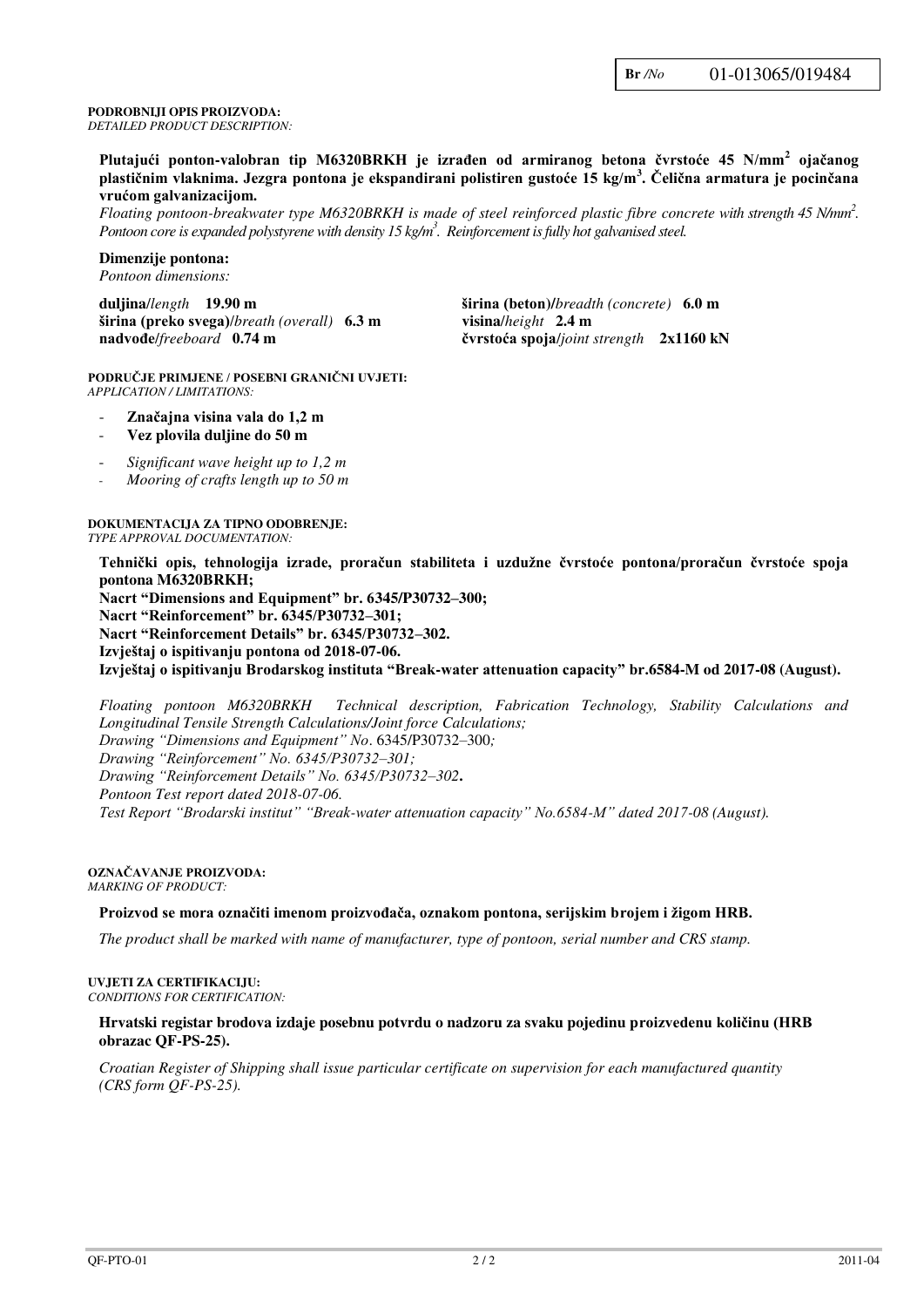**Br** */No* 01-013065/019484

**PODROBNIJI OPIS PROIZVODA:**
*DETAILED PRODUCT DESCRIPTION:*

**Plutajući ponton-valobran tip M6320BRKH je izrađen od armiranog betona čvrstoće 45 N/mm$^2$ ojačanog plastičnim vlaknima. Jezgra pontona je ekspandirani polistiren gustoće 15 kg/m$^3$. Čelična armatura je pocinčana vrućom galvanizacijom.**

*Floating pontoon-breakwater type M6320BRKH is made of steel reinforced plastic fibre concrete with strength 45 N/mm$^2$. Pontoon core is expanded polystyrene with density 15 kg/m$^3$. Reinforcement is fully hot galvanised steel.*

**Dimenzije pontona:**
*Pontoon dimensions:*

**duljina**/*length* **19.90 m**
**širina (preko svega)**/*breath (overall)* **6.3 m**
**nadvođe**/*freeboard* **0.74 m**
**širina (beton)**/*breadth (concrete)* **6.0 m**
**visina**/*height* **2.4 m**
**čvrstoća spoja**/*joint strength* **2x1160 kN**

**PODRUČJE PRIMJENE / POSEBNI GRANIČNI UVJETI:**
*APPLICATION / LIMITATIONS:*

- **Značajna visina vala do 1,2 m**
- **Vez plovila duljine do 50 m**

- *Significant wave height up to 1,2 m*
- *Mooring of crafts length up to 50 m*

**DOKUMENTACIJA ZA TIPNO ODOBRENJE:**
*TYPE APPROVAL DOCUMENTATION:*

**Tehnički opis, tehnologija izrade, proračun stabiliteta i uzdužne čvrstoće pontona/proračun čvrstoće spoja pontona M6320BRKH;**
**Nacrt "Dimensions and Equipment" br. 6345/P30732–300;**
**Nacrt "Reinforcement" br. 6345/P30732–301;**
**Nacrt "Reinforcement Details" br. 6345/P30732–302.**
**Izvještaj o ispitivanju pontona od 2018-07-06.**
**Izvještaj o ispitivanju Brodarskog instituta "Break-water attenuation capacity" br.6584-M od 2017-08 (August).**

*Floating pontoon M6320BRKH Technical description, Fabrication Technology, Stability Calculations and Longitudinal Tensile Strength Calculations/Joint force Calculations;*
*Drawing "Dimensions and Equipment" No*. 6345/P30732–300*;*
*Drawing "Reinforcement" No. 6345/P30732–301;*
*Drawing "Reinforcement Details" No. 6345/P30732–302***.**
*Pontoon Test report dated 2018-07-06.*
*Test Report "Brodarski institut" "Break-water attenuation capacity" No.6584-M" dated 2017-08 (August).*

**OZNAČAVANJE PROIZVODA:**
*MARKING OF PRODUCT:*

**Proizvod se mora označiti imenom proizvođača, oznakom pontona, serijskim brojem i žigom HRB.**

*The product shall be marked with name of manufacturer, type of pontoon, serial number and CRS stamp.*

**UVJETI ZA CERTIFIKACIJU:**
*CONDITIONS FOR CERTIFICATION:*

**Hrvatski registar brodova izdaje posebnu potvrdu o nadzoru za svaku pojedinu proizvedenu količinu (HRB obrazac QF-PS-25).**

*Croatian Register of Shipping shall issue particular certificate on supervision for each manufactured quantity (CRS form QF-PS-25).*